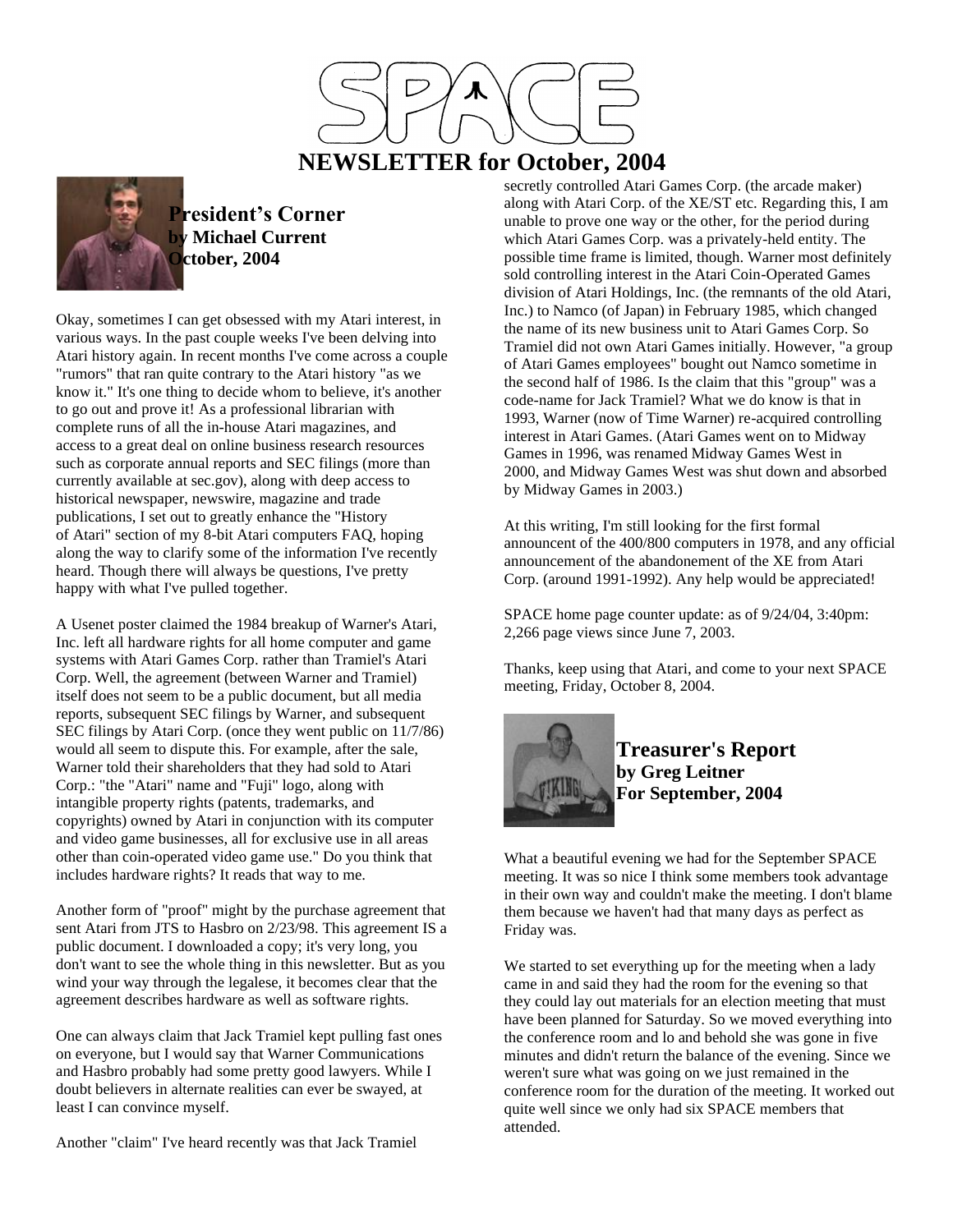# SPACE

## NEWSLETTER for October, 2004

### President's Corner
**by Michael Current**
**October, 2004**

Okay, sometimes I can get obsessed with my Atari interest, in various ways. In the past couple weeks I've been delving into Atari history again. In recent months I've come across a couple "rumors" that ran quite contrary to the Atari history "as we know it." It's one thing to decide whom to believe, it's another to go out and prove it! As a professional librarian with complete runs of all the in-house Atari magazines, and access to a great deal on online business research resources such as corporate annual reports and SEC filings (more than currently available at sec.gov), along with deep access to historical newspaper, newswire, magazine and trade publications, I set out to greatly enhance the "History of Atari" section of my 8-bit Atari computers FAQ, hoping along the way to clarify some of the information I've recently heard. Though there will always be questions, I've pretty happy with what I've pulled together.

A Usenet poster claimed the 1984 breakup of Warner's Atari, Inc. left all hardware rights for all home computer and game systems with Atari Games Corp. rather than Tramiel's Atari Corp. Well, the agreement (between Warner and Tramiel) itself does not seem to be a public document, but all media reports, subsequent SEC filings by Warner, and subsequent SEC filings by Atari Corp. (once they went public on 11/7/86) would all seem to dispute this. For example, after the sale, Warner told their shareholders that they had sold to Atari Corp.: "the "Atari" name and "Fuji" logo, along with intangible property rights (patents, trademarks, and copyrights) owned by Atari in conjunction with its computer and video game businesses, all for exclusive use in all areas other than coin-operated video game use." Do you think that includes hardware rights? It reads that way to me.

Another form of "proof" might by the purchase agreement that sent Atari from JTS to Hasbro on 2/23/98. This agreement IS a public document. I downloaded a copy; it's very long, you don't want to see the whole thing in this newsletter. But as you wind your way through the legalese, it becomes clear that the agreement describes hardware as well as software rights.

One can always claim that Jack Tramiel kept pulling fast ones on everyone, but I would say that Warner Communications and Hasbro probably had some pretty good lawyers. While I doubt believers in alternate realities can ever be swayed, at least I can convince myself.

Another "claim" I've heard recently was that Jack Tramiel secretly controlled Atari Games Corp. (the arcade maker) along with Atari Corp. of the XE/ST etc. Regarding this, I am unable to prove one way or the other, for the period during which Atari Games Corp. was a privately-held entity. The possible time frame is limited, though. Warner most definitely sold controlling interest in the Atari Coin-Operated Games division of Atari Holdings, Inc. (the remnants of the old Atari, Inc.) to Namco (of Japan) in February 1985, which changed the name of its new business unit to Atari Games Corp. So Tramiel did not own Atari Games initially. However, "a group of Atari Games employees" bought out Namco sometime in the second half of 1986. Is the claim that this "group" was a code-name for Jack Tramiel? What we do know is that in 1993, Warner (now of Time Warner) re-acquired controlling interest in Atari Games. (Atari Games went on to Midway Games in 1996, was renamed Midway Games West in 2000, and Midway Games West was shut down and absorbed by Midway Games in 2003.)

At this writing, I'm still looking for the first formal announcent of the 400/800 computers in 1978, and any official announcement of the abandonement of the XE from Atari Corp. (around 1991-1992). Any help would be appreciated!

SPACE home page counter update: as of 9/24/04, 3:40pm: 2,266 page views since June 7, 2003.

Thanks, keep using that Atari, and come to your next SPACE meeting, Friday, October 8, 2004.

### Treasurer's Report
**by Greg Leitner**
**For September, 2004**

What a beautiful evening we had for the September SPACE meeting. It was so nice I think some members took advantage in their own way and couldn't make the meeting. I don't blame them because we haven't had that many days as perfect as Friday was.

We started to set everything up for the meeting when a lady came in and said they had the room for the evening so that they could lay out materials for an election meeting that must have been planned for Saturday. So we moved everything into the conference room and lo and behold she was gone in five minutes and didn't return the balance of the evening. Since we weren't sure what was going on we just remained in the conference room for the duration of the meeting. It worked out quite well since we only had six SPACE members that attended.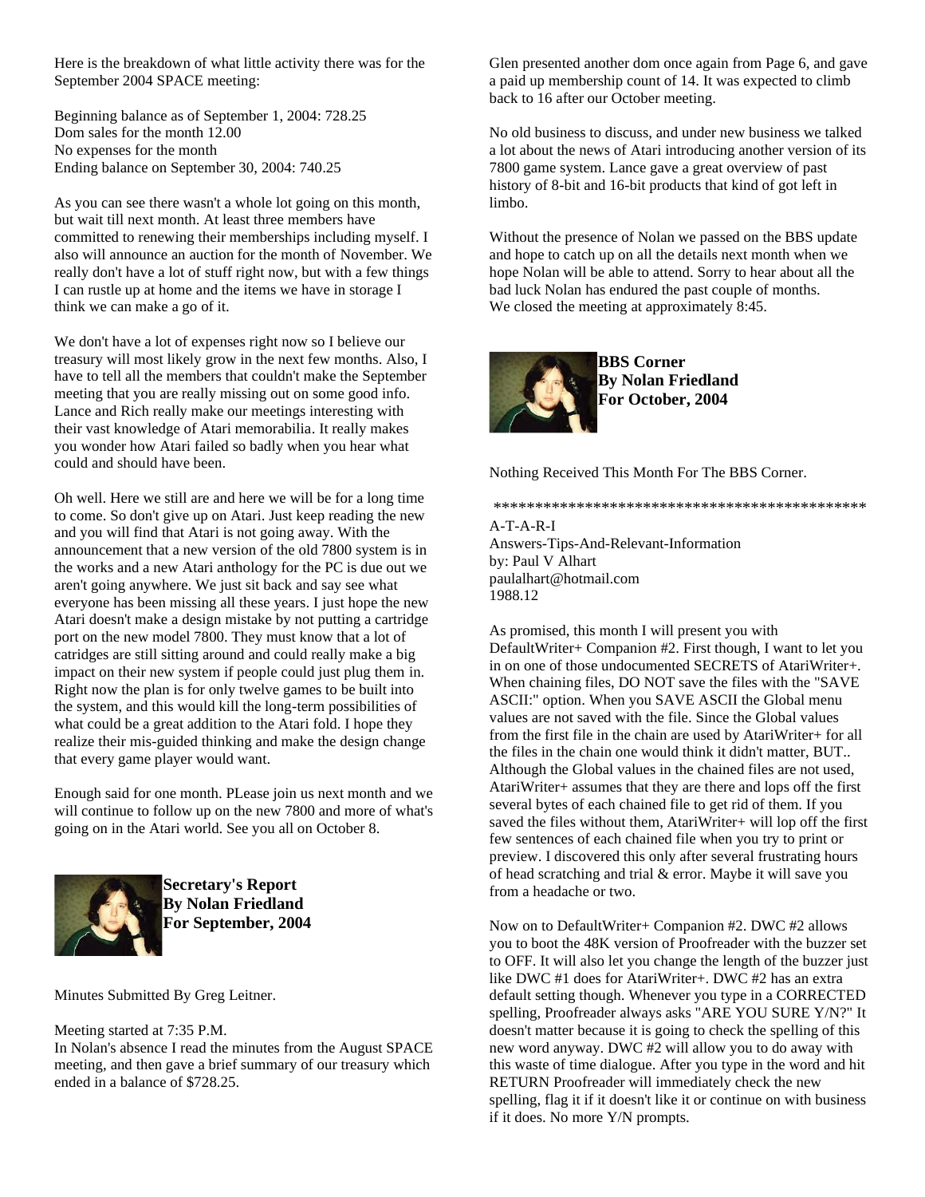Here is the breakdown of what little activity there was for the September 2004 SPACE meeting:

Beginning balance as of September 1, 2004: 728.25
Dom sales for the month 12.00
No expenses for the month
Ending balance on September 30, 2004: 740.25

As you can see there wasn't a whole lot going on this month, but wait till next month. At least three members have committed to renewing their memberships including myself. I also will announce an auction for the month of November. We really don't have a lot of stuff right now, but with a few things I can rustle up at home and the items we have in storage I think we can make a go of it.

We don't have a lot of expenses right now so I believe our treasury will most likely grow in the next few months. Also, I have to tell all the members that couldn't make the September meeting that you are really missing out on some good info. Lance and Rich really make our meetings interesting with their vast knowledge of Atari memorabilia. It really makes you wonder how Atari failed so badly when you hear what could and should have been.

Oh well. Here we still are and here we will be for a long time to come. So don't give up on Atari. Just keep reading the new and you will find that Atari is not going away. With the announcement that a new version of the old 7800 system is in the works and a new Atari anthology for the PC is due out we aren't going anywhere. We just sit back and say see what everyone has been missing all these years. I just hope the new Atari doesn't make a design mistake by not putting a cartridge port on the new model 7800. They must know that a lot of catridges are still sitting around and could really make a big impact on their new system if people could just plug them in. Right now the plan is for only twelve games to be built into the system, and this would kill the long-term possibilities of what could be a great addition to the Atari fold. I hope they realize their mis-guided thinking and make the design change that every game player would want.

Enough said for one month. PLease join us next month and we will continue to follow up on the new 7800 and more of what's going on in the Atari world. See you all on October 8.

**Secretary's Report**
**By Nolan Friedland**
**For September, 2004**

Minutes Submitted By Greg Leitner.

Meeting started at 7:35 P.M.
In Nolan's absence I read the minutes from the August SPACE meeting, and then gave a brief summary of our treasury which ended in a balance of $728.25.

Glen presented another dom once again from Page 6, and gave a paid up membership count of 14. It was expected to climb back to 16 after our October meeting.

No old business to discuss, and under new business we talked a lot about the news of Atari introducing another version of its 7800 game system. Lance gave a great overview of past history of 8-bit and 16-bit products that kind of got left in limbo.

Without the presence of Nolan we passed on the BBS update and hope to catch up on all the details next month when we hope Nolan will be able to attend. Sorry to hear about all the bad luck Nolan has endured the past couple of months.
We closed the meeting at approximately 8:45.

**BBS Corner**
**By Nolan Friedland**
**For October, 2004**

Nothing Received This Month For The BBS Corner.

**********************************************

A-T-A-R-I
Answers-Tips-And-Relevant-Information
by: Paul V Alhart
paulalhart@hotmail.com
1988.12

As promised, this month I will present you with DefaultWriter+ Companion #2. First though, I want to let you in on one of those undocumented SECRETS of AtariWriter+. When chaining files, DO NOT save the files with the "SAVE ASCII:" option. When you SAVE ASCII the Global menu values are not saved with the file. Since the Global values from the first file in the chain are used by AtariWriter+ for all the files in the chain one would think it didn't matter, BUT.. Although the Global values in the chained files are not used, AtariWriter+ assumes that they are there and lops off the first several bytes of each chained file to get rid of them. If you saved the files without them, AtariWriter+ will lop off the first few sentences of each chained file when you try to print or preview. I discovered this only after several frustrating hours of head scratching and trial & error. Maybe it will save you from a headache or two.

Now on to DefaultWriter+ Companion #2. DWC #2 allows you to boot the 48K version of Proofreader with the buzzer set to OFF. It will also let you change the length of the buzzer just like DWC #1 does for AtariWriter+. DWC #2 has an extra default setting though. Whenever you type in a CORRECTED spelling, Proofreader always asks "ARE YOU SURE Y/N?" It doesn't matter because it is going to check the spelling of this new word anyway. DWC #2 will allow you to do away with this waste of time dialogue. After you type in the word and hit RETURN Proofreader will immediately check the new spelling, flag it if it doesn't like it or continue on with business if it does. No more Y/N prompts.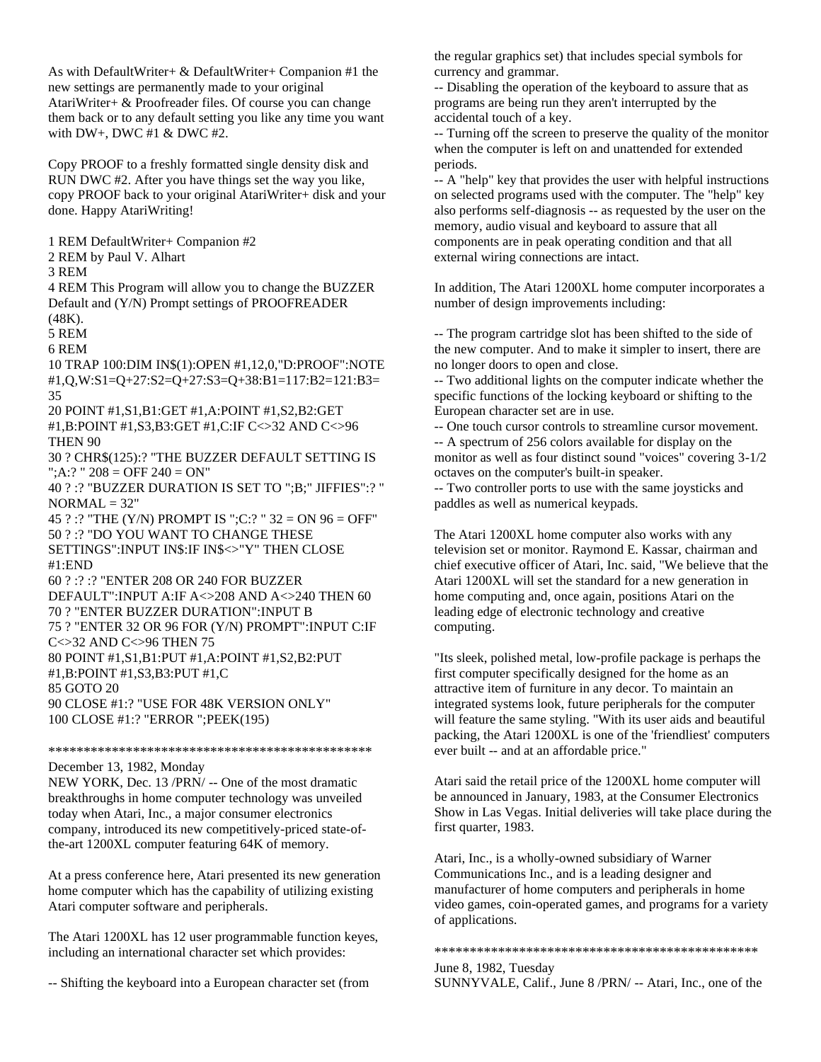As with DefaultWriter+ & DefaultWriter+ Companion #1 the new settings are permanently made to your original AtariWriter+ & Proofreader files. Of course you can change them back or to any default setting you like any time you want with DW+, DWC #1 & DWC #2.

Copy PROOF to a freshly formatted single density disk and RUN DWC #2. After you have things set the way you like, copy PROOF back to your original AtariWriter+ disk and your done. Happy AtariWriting!

```
1 REM DefaultWriter+ Companion #2
2 REM by Paul V. Alhart
3 REM
4 REM This Program will allow you to change the BUZZER Default and (Y/N) Prompt settings of PROOFREADER (48K).
5 REM
6 REM
10 TRAP 100:DIM IN$(1):OPEN #1,12,0,"D:PROOF":NOTE #1,Q,W:S1=Q+27:S2=Q+27:S3=Q+38:B1=117:B2=121:B3=35
20 POINT #1,S1,B1:GET #1,A:POINT #1,S2,B2:GET #1,B:POINT #1,S3,B3:GET #1,C:IF C<>32 AND C<>96 THEN 90
30 ? CHR$(125):? "THE BUZZER DEFAULT SETTING IS ";A:? " 208 = OFF 240 = ON"
40 ? :? "BUZZER DURATION IS SET TO ";B;" JIFFIES":? " NORMAL = 32"
45 ? :? "THE (Y/N) PROMPT IS ";C:? " 32 = ON 96 = OFF"
50 ? :? "DO YOU WANT TO CHANGE THESE SETTINGS":INPUT IN$:IF IN$<>"Y" THEN CLOSE #1:END
60 ? :? :? "ENTER 208 OR 240 FOR BUZZER DEFAULT":INPUT A:IF A<>208 AND A<>240 THEN 60
70 ? "ENTER BUZZER DURATION":INPUT B
75 ? "ENTER 32 OR 96 FOR (Y/N) PROMPT":INPUT C:IF C<>32 AND C<>96 THEN 75
80 POINT #1,S1,B1:PUT #1,A:POINT #1,S2,B2:PUT #1,B:POINT #1,S3,B3:PUT #1,C
85 GOTO 20
90 CLOSE #1:? "USE FOR 48K VERSION ONLY"
100 CLOSE #1:? "ERROR ";PEEK(195)
```

***********************************************

December 13, 1982, Monday

NEW YORK, Dec. 13 /PRN/ -- One of the most dramatic breakthroughs in home computer technology was unveiled today when Atari, Inc., a major consumer electronics company, introduced its new competitively-priced state-of-the-art 1200XL computer featuring 64K of memory.

At a press conference here, Atari presented its new generation home computer which has the capability of utilizing existing Atari computer software and peripherals.

The Atari 1200XL has 12 user programmable function keyes, including an international character set which provides:

-- Shifting the keyboard into a European character set (from the regular graphics set) that includes special symbols for currency and grammar.

-- Disabling the operation of the keyboard to assure that as programs are being run they aren't interrupted by the accidental touch of a key.

-- Turning off the screen to preserve the quality of the monitor when the computer is left on and unattended for extended periods.

-- A "help" key that provides the user with helpful instructions on selected programs used with the computer. The "help" key also performs self-diagnosis -- as requested by the user on the memory, audio visual and keyboard to assure that all components are in peak operating condition and that all external wiring connections are intact.

In addition, The Atari 1200XL home computer incorporates a number of design improvements including:

-- The program cartridge slot has been shifted to the side of the new computer. And to make it simpler to insert, there are no longer doors to open and close.

-- Two additional lights on the computer indicate whether the specific functions of the locking keyboard or shifting to the European character set are in use.

-- One touch cursor controls to streamline cursor movement.

-- A spectrum of 256 colors available for display on the monitor as well as four distinct sound "voices" covering 3-1/2 octaves on the computer's built-in speaker.

-- Two controller ports to use with the same joysticks and paddles as well as numerical keypads.

The Atari 1200XL home computer also works with any television set or monitor. Raymond E. Kassar, chairman and chief executive officer of Atari, Inc. said, "We believe that the Atari 1200XL will set the standard for a new generation in home computing and, once again, positions Atari on the leading edge of electronic technology and creative computing.

"Its sleek, polished metal, low-profile package is perhaps the first computer specifically designed for the home as an attractive item of furniture in any decor. To maintain an integrated systems look, future peripherals for the computer will feature the same styling. "With its user aids and beautiful packing, the Atari 1200XL is one of the 'friendliest' computers ever built -- and at an affordable price."

Atari said the retail price of the 1200XL home computer will be announced in January, 1983, at the Consumer Electronics Show in Las Vegas. Initial deliveries will take place during the first quarter, 1983.

Atari, Inc., is a wholly-owned subsidiary of Warner Communications Inc., and is a leading designer and manufacturer of home computers and peripherals in home video games, coin-operated games, and programs for a variety of applications.

***********************************************

June 8, 1982, Tuesday

SUNNYVALE, Calif., June 8 /PRN/ -- Atari, Inc., one of the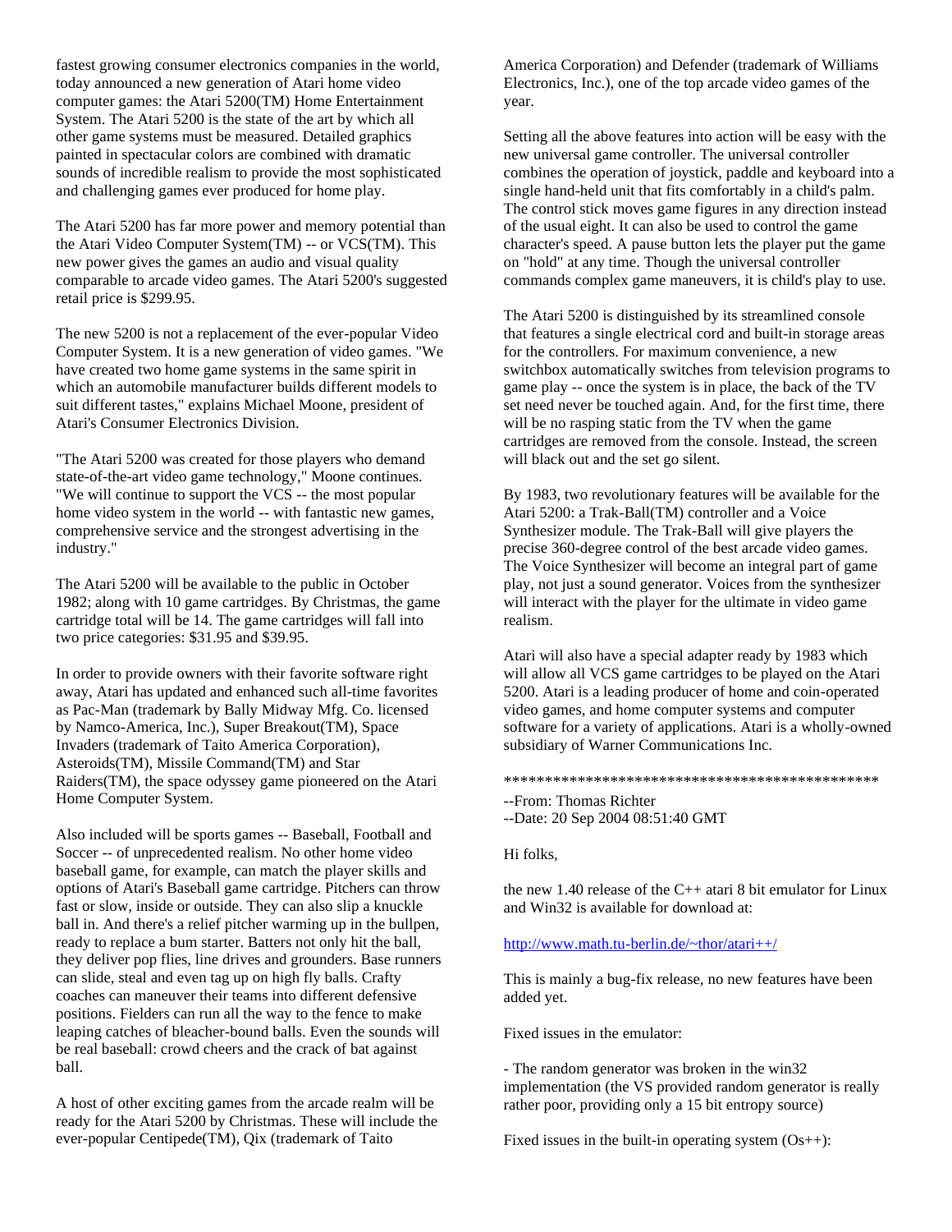fastest growing consumer electronics companies in the world, today announced a new generation of Atari home video computer games: the Atari 5200(TM) Home Entertainment System. The Atari 5200 is the state of the art by which all other game systems must be measured. Detailed graphics painted in spectacular colors are combined with dramatic sounds of incredible realism to provide the most sophisticated and challenging games ever produced for home play.

The Atari 5200 has far more power and memory potential than the Atari Video Computer System(TM) -- or VCS(TM). This new power gives the games an audio and visual quality comparable to arcade video games. The Atari 5200's suggested retail price is $299.95.

The new 5200 is not a replacement of the ever-popular Video Computer System. It is a new generation of video games. "We have created two home game systems in the same spirit in which an automobile manufacturer builds different models to suit different tastes," explains Michael Moone, president of Atari's Consumer Electronics Division.

"The Atari 5200 was created for those players who demand state-of-the-art video game technology," Moone continues. "We will continue to support the VCS -- the most popular home video system in the world -- with fantastic new games, comprehensive service and the strongest advertising in the industry."

The Atari 5200 will be available to the public in October 1982; along with 10 game cartridges. By Christmas, the game cartridge total will be 14. The game cartridges will fall into two price categories: $31.95 and $39.95.

In order to provide owners with their favorite software right away, Atari has updated and enhanced such all-time favorites as Pac-Man (trademark by Bally Midway Mfg. Co. licensed by Namco-America, Inc.), Super Breakout(TM), Space Invaders (trademark of Taito America Corporation), Asteroids(TM), Missile Command(TM) and Star Raiders(TM), the space odyssey game pioneered on the Atari Home Computer System.

Also included will be sports games -- Baseball, Football and Soccer -- of unprecedented realism. No other home video baseball game, for example, can match the player skills and options of Atari's Baseball game cartridge. Pitchers can throw fast or slow, inside or outside. They can also slip a knuckle ball in. And there's a relief pitcher warming up in the bullpen, ready to replace a bum starter. Batters not only hit the ball, they deliver pop flies, line drives and grounders. Base runners can slide, steal and even tag up on high fly balls. Crafty coaches can maneuver their teams into different defensive positions. Fielders can run all the way to the fence to make leaping catches of bleacher-bound balls. Even the sounds will be real baseball: crowd cheers and the crack of bat against ball.

A host of other exciting games from the arcade realm will be ready for the Atari 5200 by Christmas. These will include the ever-popular Centipede(TM), Qix (trademark of Taito America Corporation) and Defender (trademark of Williams Electronics, Inc.), one of the top arcade video games of the year.

Setting all the above features into action will be easy with the new universal game controller. The universal controller combines the operation of joystick, paddle and keyboard into a single hand-held unit that fits comfortably in a child's palm. The control stick moves game figures in any direction instead of the usual eight. It can also be used to control the game character's speed. A pause button lets the player put the game on "hold" at any time. Though the universal controller commands complex game maneuvers, it is child's play to use.

The Atari 5200 is distinguished by its streamlined console that features a single electrical cord and built-in storage areas for the controllers. For maximum convenience, a new switchbox automatically switches from television programs to game play -- once the system is in place, the back of the TV set need never be touched again. And, for the first time, there will be no rasping static from the TV when the game cartridges are removed from the console. Instead, the screen will black out and the set go silent.

By 1983, two revolutionary features will be available for the Atari 5200: a Trak-Ball(TM) controller and a Voice Synthesizer module. The Trak-Ball will give players the precise 360-degree control of the best arcade video games. The Voice Synthesizer will become an integral part of game play, not just a sound generator. Voices from the synthesizer will interact with the player for the ultimate in video game realism.

Atari will also have a special adapter ready by 1983 which will allow all VCS game cartridges to be played on the Atari 5200. Atari is a leading producer of home and coin-operated video games, and home computer systems and computer software for a variety of applications. Atari is a wholly-owned subsidiary of Warner Communications Inc.

************************************************

--From: Thomas Richter
--Date: 20 Sep 2004 08:51:40 GMT

Hi folks,

the new 1.40 release of the C++ atari 8 bit emulator for Linux and Win32 is available for download at:

http://www.math.tu-berlin.de/~thor/atari++/

This is mainly a bug-fix release, no new features have been added yet.

Fixed issues in the emulator:

- The random generator was broken in the win32 implementation (the VS provided random generator is really rather poor, providing only a 15 bit entropy source)

Fixed issues in the built-in operating system (Os++):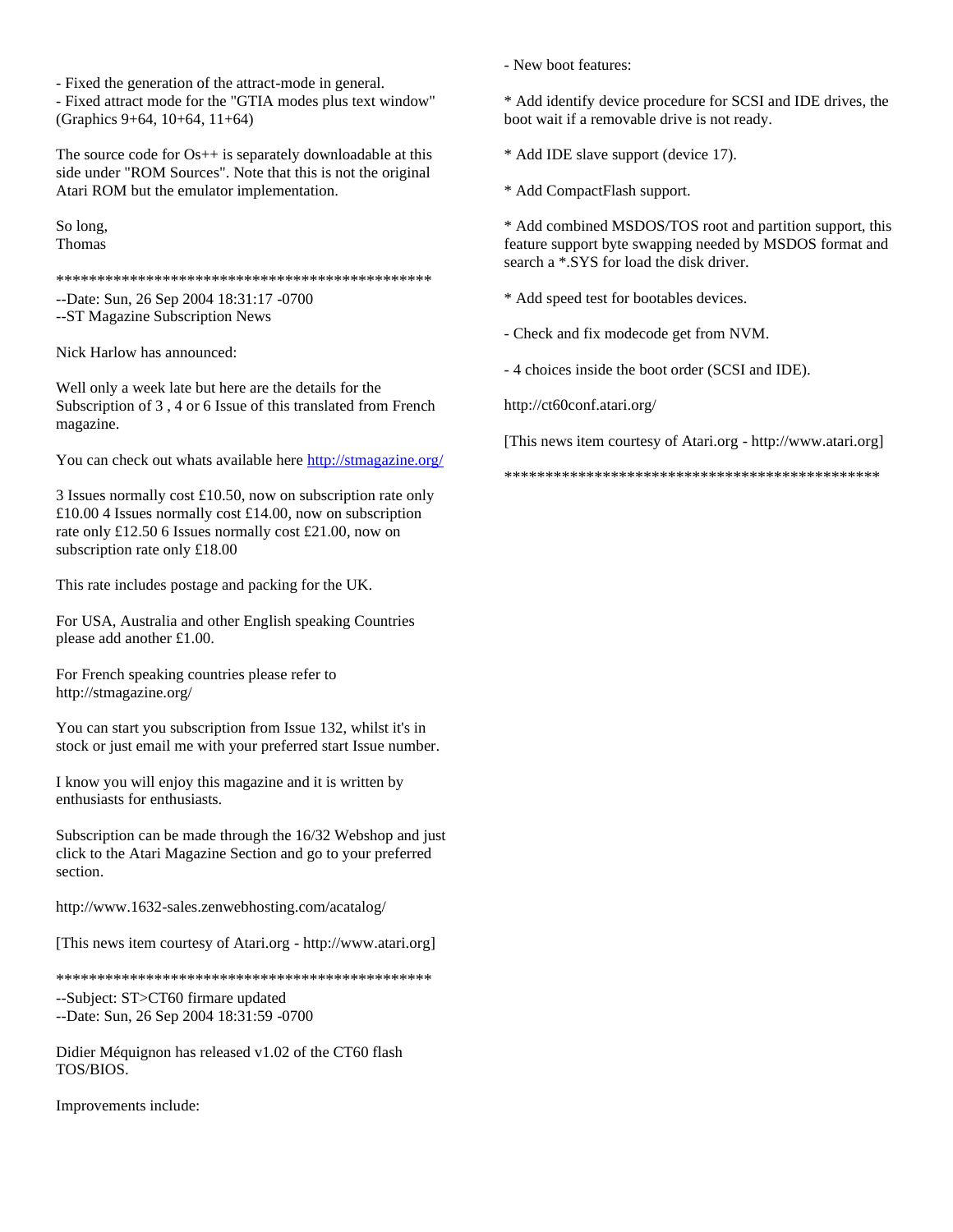- Fixed the generation of the attract-mode in general.
- Fixed attract mode for the "GTIA modes plus text window" (Graphics 9+64, 10+64, 11+64)

The source code for Os++ is separately downloadable at this side under "ROM Sources". Note that this is not the original Atari ROM but the emulator implementation.

So long,
Thomas

************************************************

--Date: Sun, 26 Sep 2004 18:31:17 -0700
--ST Magazine Subscription News

Nick Harlow has announced:

Well only a week late but here are the details for the Subscription of 3 , 4 or 6 Issue of this translated from French magazine.

You can check out whats available here http://stmagazine.org/

3 Issues normally cost £10.50, now on subscription rate only £10.00 4 Issues normally cost £14.00, now on subscription rate only £12.50 6 Issues normally cost £21.00, now on subscription rate only £18.00

This rate includes postage and packing for the UK.

For USA, Australia and other English speaking Countries please add another £1.00.

For French speaking countries please refer to http://stmagazine.org/

You can start you subscription from Issue 132, whilst it's in stock or just email me with your preferred start Issue number.

I know you will enjoy this magazine and it is written by enthusiasts for enthusiasts.

Subscription can be made through the 16/32 Webshop and just click to the Atari Magazine Section and go to your preferred section.

http://www.1632-sales.zenwebhosting.com/acatalog/

[This news item courtesy of Atari.org - http://www.atari.org]

************************************************

--Subject: ST>CT60 firmare updated
--Date: Sun, 26 Sep 2004 18:31:59 -0700

Didier Méquignon has released v1.02 of the CT60 flash TOS/BIOS.

Improvements include:

- New boot features:

* Add identify device procedure for SCSI and IDE drives, the boot wait if a removable drive is not ready.

* Add IDE slave support (device 17).

* Add CompactFlash support.

* Add combined MSDOS/TOS root and partition support, this feature support byte swapping needed by MSDOS format and search a *.SYS for load the disk driver.

* Add speed test for bootables devices.

- Check and fix modecode get from NVM.

- 4 choices inside the boot order (SCSI and IDE).

http://ct60conf.atari.org/

[This news item courtesy of Atari.org - http://www.atari.org]

************************************************